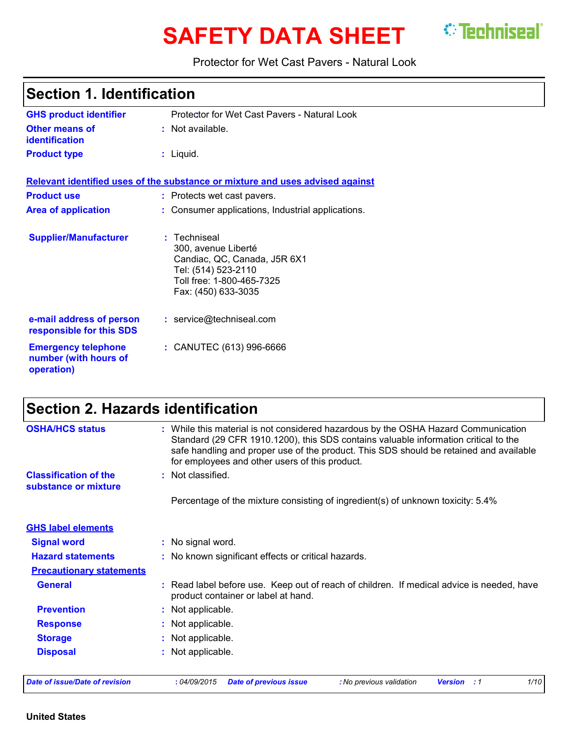# SAFETY DATA SHEET

Techniseal®

Protector for Wet Cast Pavers - Natural Look

## Section 1. Identification

**GHS product identifier** Protector for Wet Cast Pavers - Natural Look

**Other means of identification** : Not available.

**Product type** : Liquid.

**Relevant identified uses of the substance or mixture and uses advised against**

**Product use** : Protects wet cast pavers.

**Area of application** : Consumer applications, Industrial applications.

**Supplier/Manufacturer** : Techniseal
300, avenue Liberté
Candiac, QC, Canada, J5R 6X1
Tel: (514) 523-2110
Toll free: 1-800-465-7325
Fax: (450) 633-3035

**e-mail address of person responsible for this SDS** : service@techniseal.com

**Emergency telephone number (with hours of operation)** : CANUTEC (613) 996-6666

## Section 2. Hazards identification

**OSHA/HCS status** : While this material is not considered hazardous by the OSHA Hazard Communication Standard (29 CFR 1910.1200), this SDS contains valuable information critical to the safe handling and proper use of the product. This SDS should be retained and available for employees and other users of this product.

**Classification of the substance or mixture** : Not classified.

Percentage of the mixture consisting of ingredient(s) of unknown toxicity: 5.4%

**GHS label elements**

**Signal word** : No signal word.

**Hazard statements** : No known significant effects or critical hazards.

**Precautionary statements**

**General** : Read label before use. Keep out of reach of children. If medical advice is needed, have product container or label at hand.

**Prevention** : Not applicable.

**Response** : Not applicable.

**Storage** : Not applicable.

**Disposal** : Not applicable.

*Date of issue/Date of revision* : 04/09/2015 *Date of previous issue* : No previous validation *Version* : 1

**United States**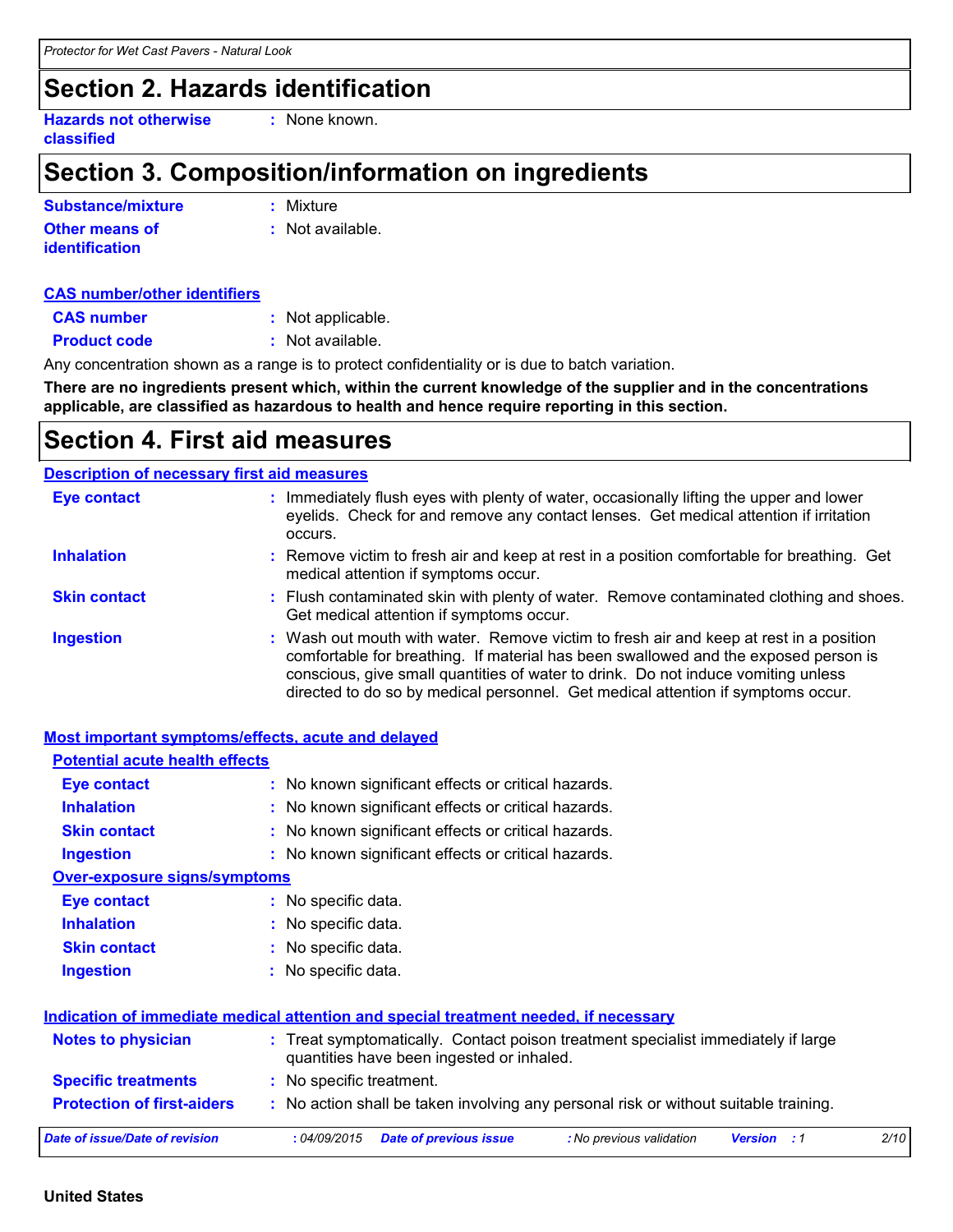## Section 2. Hazards identification

**Hazards not otherwise classified** : None known.

## Section 3. Composition/information on ingredients

**Substance/mixture** : Mixture

**Other means of identification** : Not available.

**CAS number/other identifiers**

**CAS number** : Not applicable.

**Product code** : Not available.

Any concentration shown as a range is to protect confidentiality or is due to batch variation.

**There are no ingredients present which, within the current knowledge of the supplier and in the concentrations applicable, are classified as hazardous to health and hence require reporting in this section.**

## Section 4. First aid measures

**Description of necessary first aid measures**

**Eye contact** : Immediately flush eyes with plenty of water, occasionally lifting the upper and lower eyelids. Check for and remove any contact lenses. Get medical attention if irritation occurs.

**Inhalation** : Remove victim to fresh air and keep at rest in a position comfortable for breathing. Get medical attention if symptoms occur.

**Skin contact** : Flush contaminated skin with plenty of water. Remove contaminated clothing and shoes. Get medical attention if symptoms occur.

**Ingestion** : Wash out mouth with water. Remove victim to fresh air and keep at rest in a position comfortable for breathing. If material has been swallowed and the exposed person is conscious, give small quantities of water to drink. Do not induce vomiting unless directed to do so by medical personnel. Get medical attention if symptoms occur.

**Most important symptoms/effects, acute and delayed**

**Potential acute health effects**

**Eye contact** : No known significant effects or critical hazards.

**Inhalation** : No known significant effects or critical hazards.

**Skin contact** : No known significant effects or critical hazards.

**Ingestion** : No known significant effects or critical hazards.

**Over-exposure signs/symptoms**

**Eye contact** : No specific data.

**Inhalation** : No specific data.

**Skin contact** : No specific data.

**Ingestion** : No specific data.

**Indication of immediate medical attention and special treatment needed, if necessary**

**Notes to physician** : Treat symptomatically. Contact poison treatment specialist immediately if large quantities have been ingested or inhaled.

**Specific treatments** : No specific treatment.

**Protection of first-aiders** : No action shall be taken involving any personal risk or without suitable training.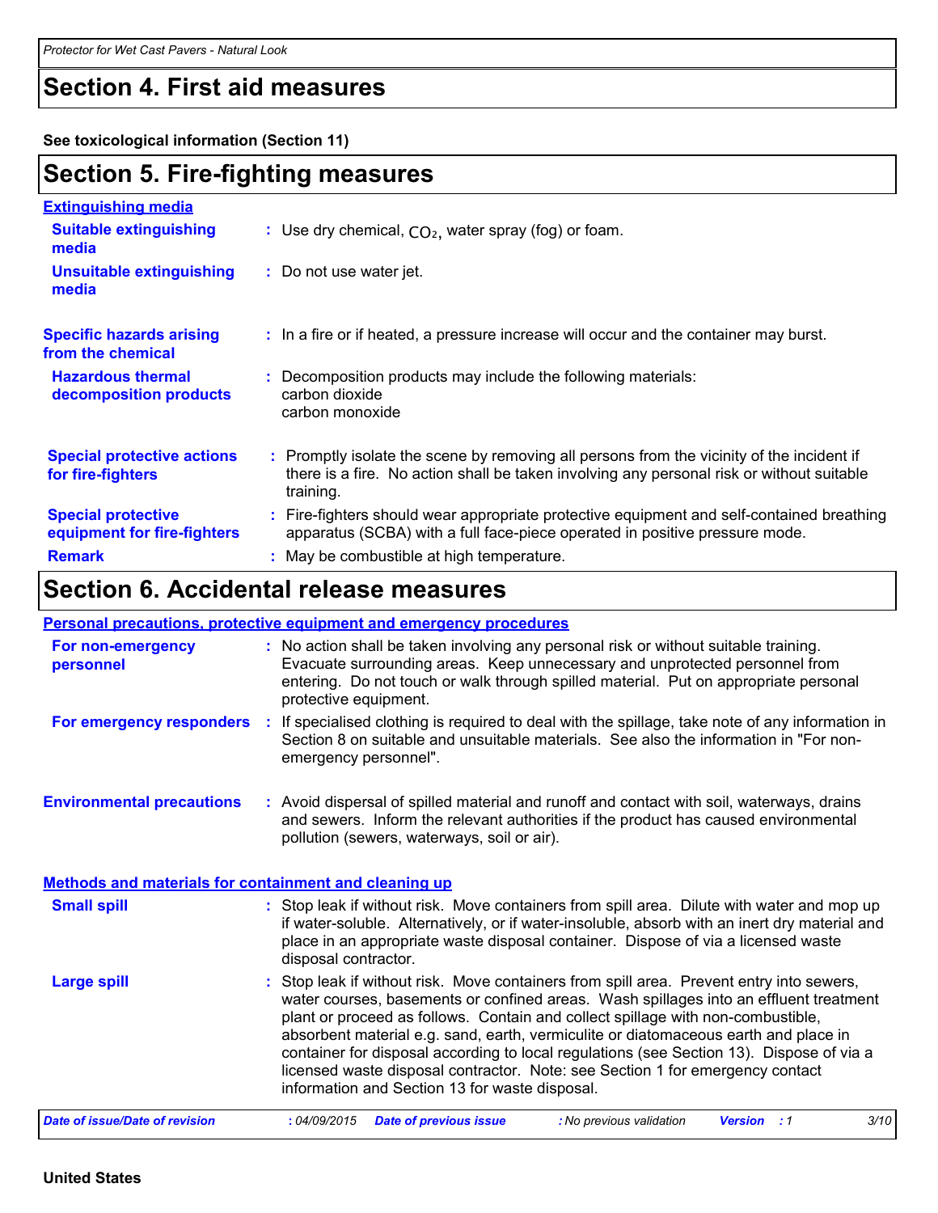## Section 4. First aid measures

**See toxicological information (Section 11)**

## Section 5. Fire-fighting measures

**Extinguishing media**

**Suitable extinguishing media** : Use dry chemical, $CO_2$, water spray (fog) or foam.

**Unsuitable extinguishing media** : Do not use water jet.

**Specific hazards arising from the chemical** : In a fire or if heated, a pressure increase will occur and the container may burst.

**Hazardous thermal decomposition products** : Decomposition products may include the following materials:
carbon dioxide
carbon monoxide

**Special protective actions for fire-fighters** : Promptly isolate the scene by removing all persons from the vicinity of the incident if there is a fire. No action shall be taken involving any personal risk or without suitable training.

**Special protective equipment for fire-fighters** : Fire-fighters should wear appropriate protective equipment and self-contained breathing apparatus (SCBA) with a full face-piece operated in positive pressure mode.

**Remark** : May be combustible at high temperature.

## Section 6. Accidental release measures

**Personal precautions, protective equipment and emergency procedures**

**For non-emergency personnel** : No action shall be taken involving any personal risk or without suitable training. Evacuate surrounding areas. Keep unnecessary and unprotected personnel from entering. Do not touch or walk through spilled material. Put on appropriate personal protective equipment.

**For emergency responders** : If specialised clothing is required to deal with the spillage, take note of any information in Section 8 on suitable and unsuitable materials. See also the information in "For non-emergency personnel".

**Environmental precautions** : Avoid dispersal of spilled material and runoff and contact with soil, waterways, drains and sewers. Inform the relevant authorities if the product has caused environmental pollution (sewers, waterways, soil or air).

**Methods and materials for containment and cleaning up**

**Small spill** : Stop leak if without risk. Move containers from spill area. Dilute with water and mop up if water-soluble. Alternatively, or if water-insoluble, absorb with an inert dry material and place in an appropriate waste disposal container. Dispose of via a licensed waste disposal contractor.

**Large spill** : Stop leak if without risk. Move containers from spill area. Prevent entry into sewers, water courses, basements or confined areas. Wash spillages into an effluent treatment plant or proceed as follows. Contain and collect spillage with non-combustible, absorbent material e.g. sand, earth, vermiculite or diatomaceous earth and place in container for disposal according to local regulations (see Section 13). Dispose of via a licensed waste disposal contractor. Note: see Section 1 for emergency contact information and Section 13 for waste disposal.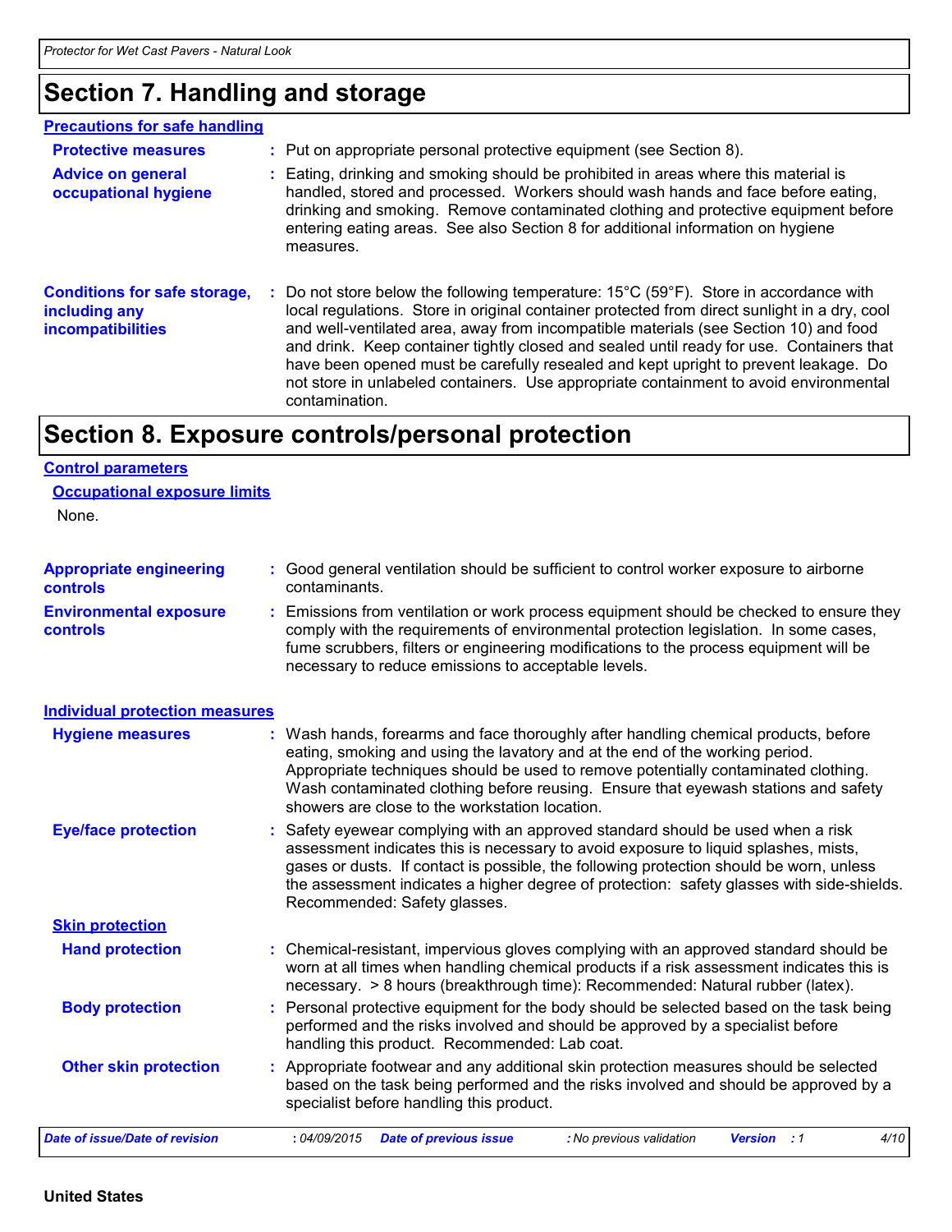## Section 7. Handling and storage

### Precautions for safe handling

**Protective measures** : Put on appropriate personal protective equipment (see Section 8).

**Advice on general occupational hygiene** : Eating, drinking and smoking should be prohibited in areas where this material is handled, stored and processed. Workers should wash hands and face before eating, drinking and smoking. Remove contaminated clothing and protective equipment before entering eating areas. See also Section 8 for additional information on hygiene measures.

**Conditions for safe storage, including any incompatibilities** : Do not store below the following temperature: 15°C (59°F). Store in accordance with local regulations. Store in original container protected from direct sunlight in a dry, cool and well-ventilated area, away from incompatible materials (see Section 10) and food and drink. Keep container tightly closed and sealed until ready for use. Containers that have been opened must be carefully resealed and kept upright to prevent leakage. Do not store in unlabeled containers. Use appropriate containment to avoid environmental contamination.

## Section 8. Exposure controls/personal protection

### Control parameters

#### Occupational exposure limits

None.

**Appropriate engineering controls** : Good general ventilation should be sufficient to control worker exposure to airborne contaminants.

**Environmental exposure controls** : Emissions from ventilation or work process equipment should be checked to ensure they comply with the requirements of environmental protection legislation. In some cases, fume scrubbers, filters or engineering modifications to the process equipment will be necessary to reduce emissions to acceptable levels.

### Individual protection measures

**Hygiene measures** : Wash hands, forearms and face thoroughly after handling chemical products, before eating, smoking and using the lavatory and at the end of the working period. Appropriate techniques should be used to remove potentially contaminated clothing. Wash contaminated clothing before reusing. Ensure that eyewash stations and safety showers are close to the workstation location.

**Eye/face protection** : Safety eyewear complying with an approved standard should be used when a risk assessment indicates this is necessary to avoid exposure to liquid splashes, mists, gases or dusts. If contact is possible, the following protection should be worn, unless the assessment indicates a higher degree of protection: safety glasses with side-shields. Recommended: Safety glasses.

#### Skin protection

**Hand protection** : Chemical-resistant, impervious gloves complying with an approved standard should be worn at all times when handling chemical products if a risk assessment indicates this is necessary. > 8 hours (breakthrough time): Recommended: Natural rubber (latex).

**Body protection** : Personal protective equipment for the body should be selected based on the task being performed and the risks involved and should be approved by a specialist before handling this product. Recommended: Lab coat.

**Other skin protection** : Appropriate footwear and any additional skin protection measures should be selected based on the task being performed and the risks involved and should be approved by a specialist before handling this product.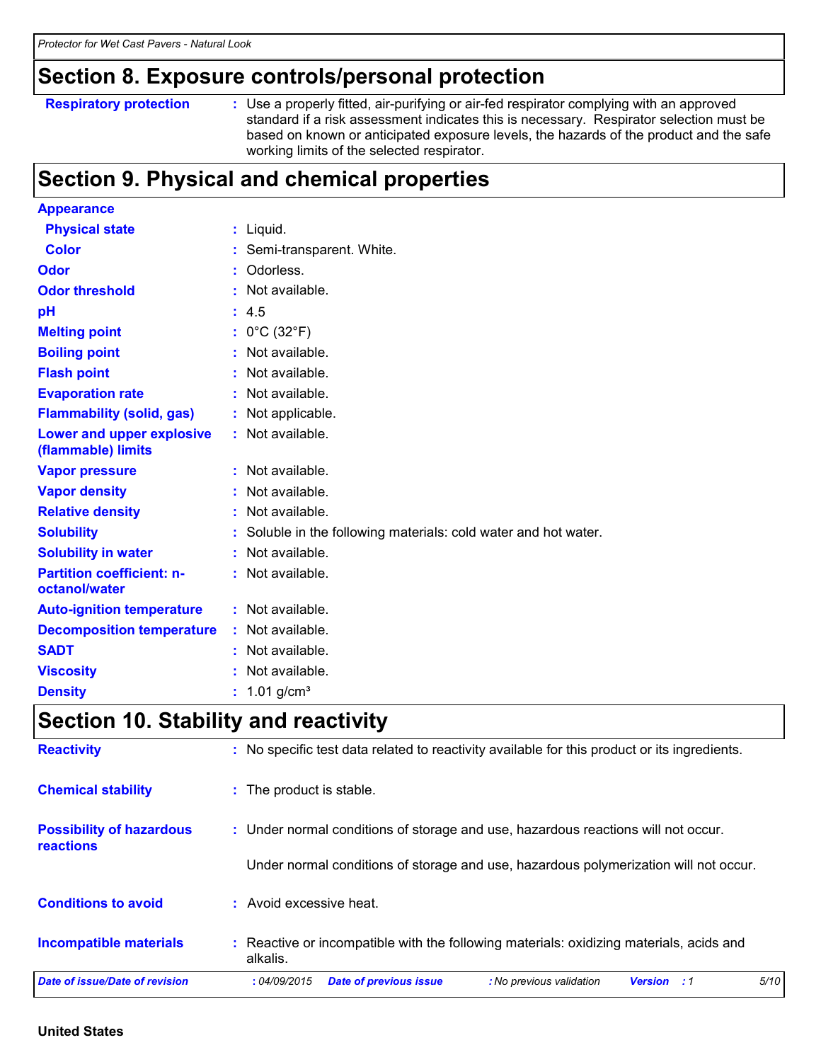## Section 8. Exposure controls/personal protection

| | |
|---|---|
| **Respiratory protection** | : Use a properly fitted, air-purifying or air-fed respirator complying with an approved standard if a risk assessment indicates this is necessary. Respirator selection must be based on known or anticipated exposure levels, the hazards of the product and the safe working limits of the selected respirator. |

## Section 9. Physical and chemical properties

| | |
|---|---|
| **Appearance** | |
| **Physical state** | : Liquid. |
| **Color** | : Semi-transparent. White. |
| **Odor** | : Odorless. |
| **Odor threshold** | : Not available. |
| **pH** | : 4.5 |
| **Melting point** | : 0°C (32°F) |
| **Boiling point** | : Not available. |
| **Flash point** | : Not available. |
| **Evaporation rate** | : Not available. |
| **Flammability (solid, gas)** | : Not applicable. |
| **Lower and upper explosive (flammable) limits** | : Not available. |
| **Vapor pressure** | : Not available. |
| **Vapor density** | : Not available. |
| **Relative density** | : Not available. |
| **Solubility** | : Soluble in the following materials: cold water and hot water. |
| **Solubility in water** | : Not available. |
| **Partition coefficient: n-octanol/water** | : Not available. |
| **Auto-ignition temperature** | : Not available. |
| **Decomposition temperature** | : Not available. |
| **SADT** | : Not available. |
| **Viscosity** | : Not available. |
| **Density** | : 1.01 g/cm³ |

## Section 10. Stability and reactivity

| | |
|---|---|
| **Reactivity** | : No specific test data related to reactivity available for this product or its ingredients. |
| **Chemical stability** | : The product is stable. |
| **Possibility of hazardous reactions** | : Under normal conditions of storage and use, hazardous reactions will not occur.<br><br>Under normal conditions of storage and use, hazardous polymerization will not occur. |
| **Conditions to avoid** | : Avoid excessive heat. |
| **Incompatible materials** | : Reactive or incompatible with the following materials: oxidizing materials, acids and alkalis. |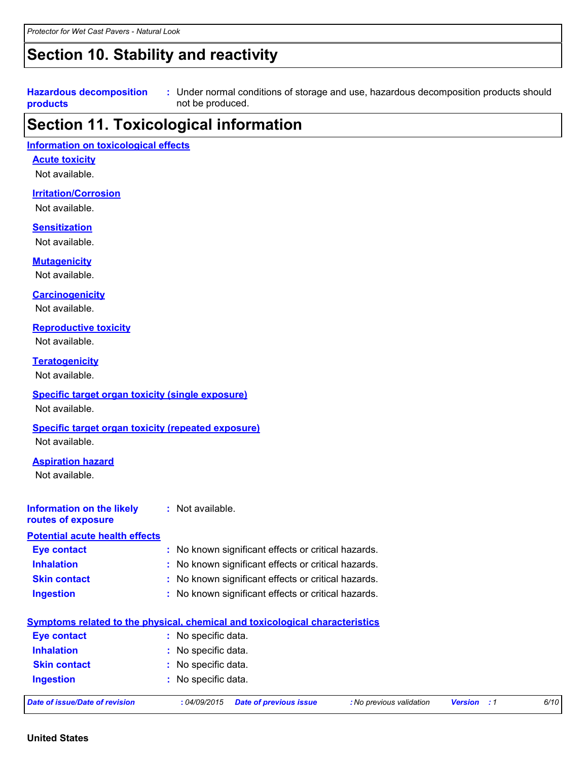## Section 10. Stability and reactivity

**Hazardous decomposition products** : Under normal conditions of storage and use, hazardous decomposition products should not be produced.

## Section 11. Toxicological information

**Information on toxicological effects**

**Acute toxicity**

Not available.

**Irritation/Corrosion**

Not available.

**Sensitization**

Not available.

**Mutagenicity**

Not available.

**Carcinogenicity**

Not available.

**Reproductive toxicity**

Not available.

**Teratogenicity**

Not available.

**Specific target organ toxicity (single exposure)**

Not available.

**Specific target organ toxicity (repeated exposure)**

Not available.

**Aspiration hazard**

Not available.

**Information on the likely routes of exposure** : Not available.

**Potential acute health effects**

**Eye contact** : No known significant effects or critical hazards.

**Inhalation** : No known significant effects or critical hazards.

**Skin contact** : No known significant effects or critical hazards.

**Ingestion** : No known significant effects or critical hazards.

**Symptoms related to the physical, chemical and toxicological characteristics**

**Eye contact** : No specific data.

**Inhalation** : No specific data.

**Skin contact** : No specific data.

**Ingestion** : No specific data.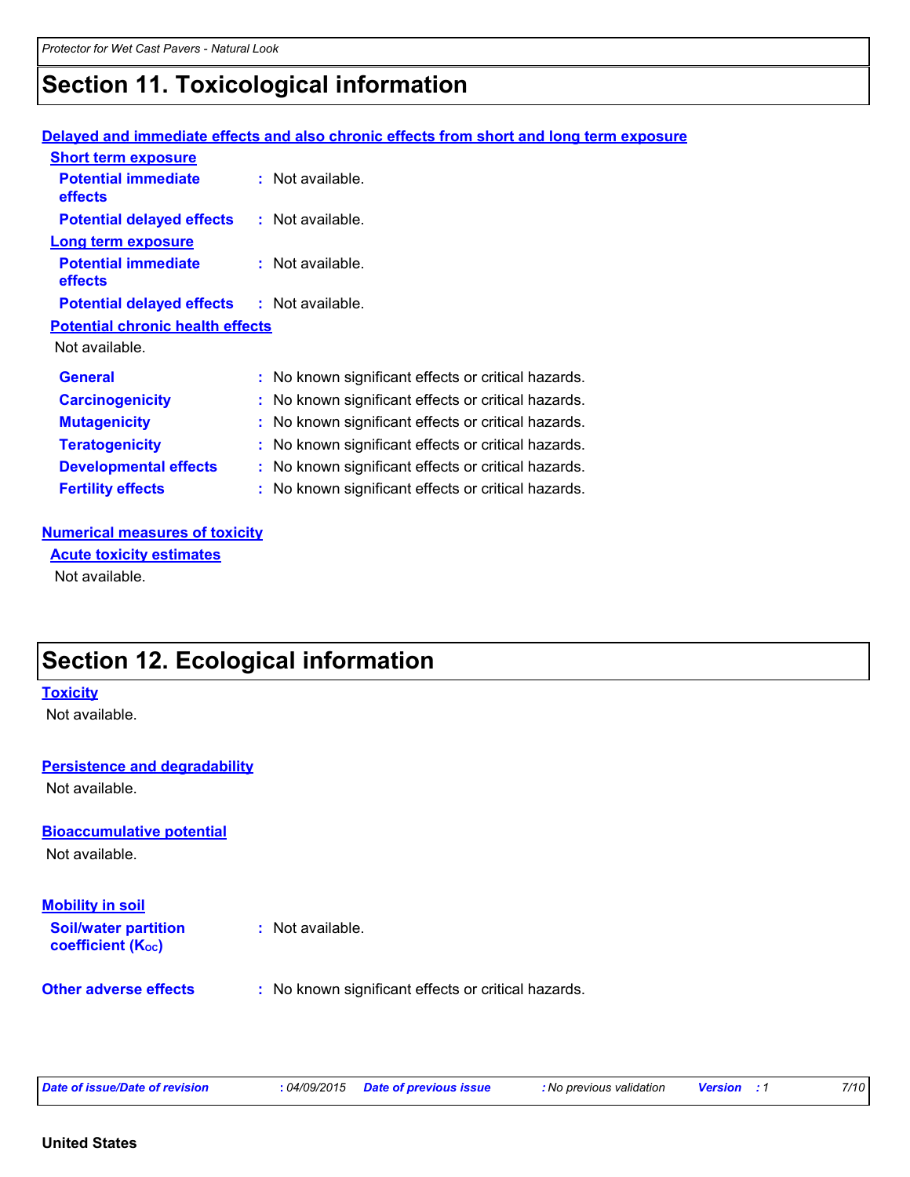## Section 11. Toxicological information

**Delayed and immediate effects and also chronic effects from short and long term exposure**

**Short term exposure**

**Potential immediate effects** : Not available.

**Potential delayed effects** : Not available.

**Long term exposure**

**Potential immediate effects** : Not available.

**Potential delayed effects** : Not available.

**Potential chronic health effects**

Not available.

**General** : No known significant effects or critical hazards.

**Carcinogenicity** : No known significant effects or critical hazards.

**Mutagenicity** : No known significant effects or critical hazards.

**Teratogenicity** : No known significant effects or critical hazards.

**Developmental effects** : No known significant effects or critical hazards.

**Fertility effects** : No known significant effects or critical hazards.

**Numerical measures of toxicity**

**Acute toxicity estimates**

Not available.

## Section 12. Ecological information

**Toxicity**

Not available.

**Persistence and degradability**

Not available.

**Bioaccumulative potential**

Not available.

**Mobility in soil**

**Soil/water partition coefficient ($K_{OC}$)** : Not available.

**Other adverse effects** : No known significant effects or critical hazards.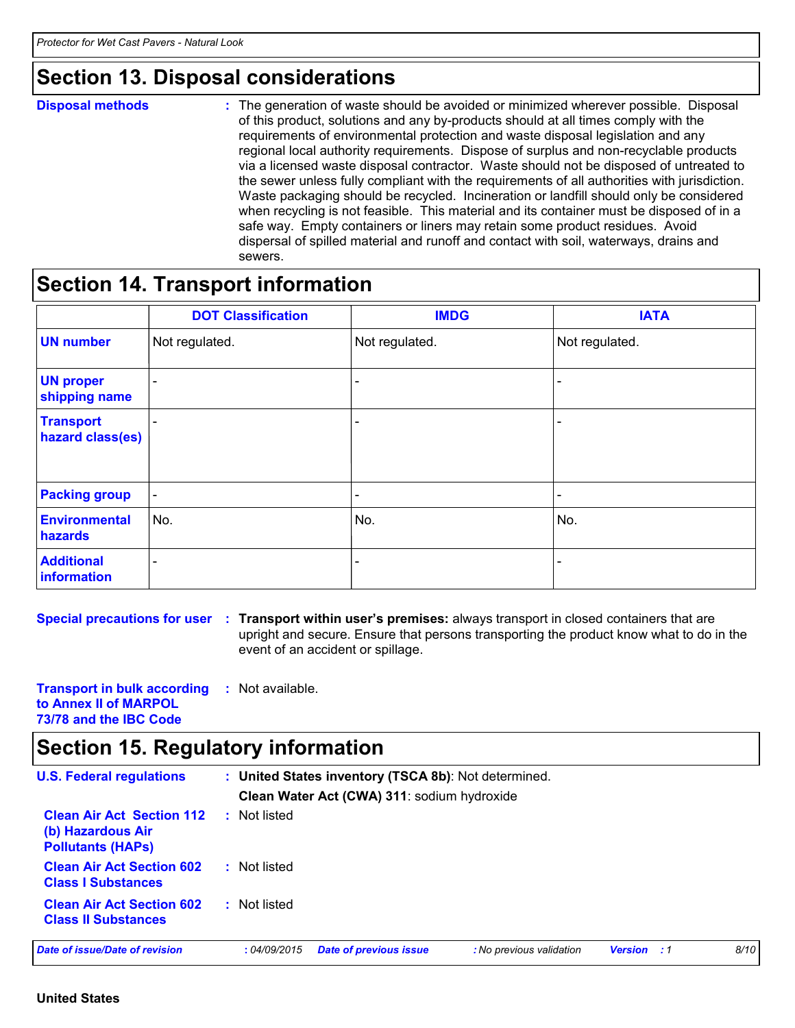## Section 13. Disposal considerations

**Disposal methods** : The generation of waste should be avoided or minimized wherever possible. Disposal of this product, solutions and any by-products should at all times comply with the requirements of environmental protection and waste disposal legislation and any regional local authority requirements. Dispose of surplus and non-recyclable products via a licensed waste disposal contractor. Waste should not be disposed of untreated to the sewer unless fully compliant with the requirements of all authorities with jurisdiction. Waste packaging should be recycled. Incineration or landfill should only be considered when recycling is not feasible. This material and its container must be disposed of in a safe way. Empty containers or liners may retain some product residues. Avoid dispersal of spilled material and runoff and contact with soil, waterways, drains and sewers.

## Section 14. Transport information

| | DOT Classification | IMDG | IATA |
|---|---|---|---|
| **UN number** | Not regulated. | Not regulated. | Not regulated. |
| **UN proper shipping name** | - | - | - |
| **Transport hazard class(es)** | - | - | - |
| **Packing group** | - | - | - |
| **Environmental hazards** | No. | No. | No. |
| **Additional information** | - | - | - |

**Special precautions for user** : **Transport within user's premises:** always transport in closed containers that are upright and secure. Ensure that persons transporting the product know what to do in the event of an accident or spillage.

**Transport in bulk according to Annex II of MARPOL 73/78 and the IBC Code** : Not available.

## Section 15. Regulatory information

**U.S. Federal regulations** : **United States inventory (TSCA 8b)**: Not determined.

**Clean Water Act (CWA) 311**: sodium hydroxide

**Clean Air Act Section 112 (b) Hazardous Air Pollutants (HAPs)** : Not listed

**Clean Air Act Section 602 Class I Substances** : Not listed

**Clean Air Act Section 602 Class II Substances** : Not listed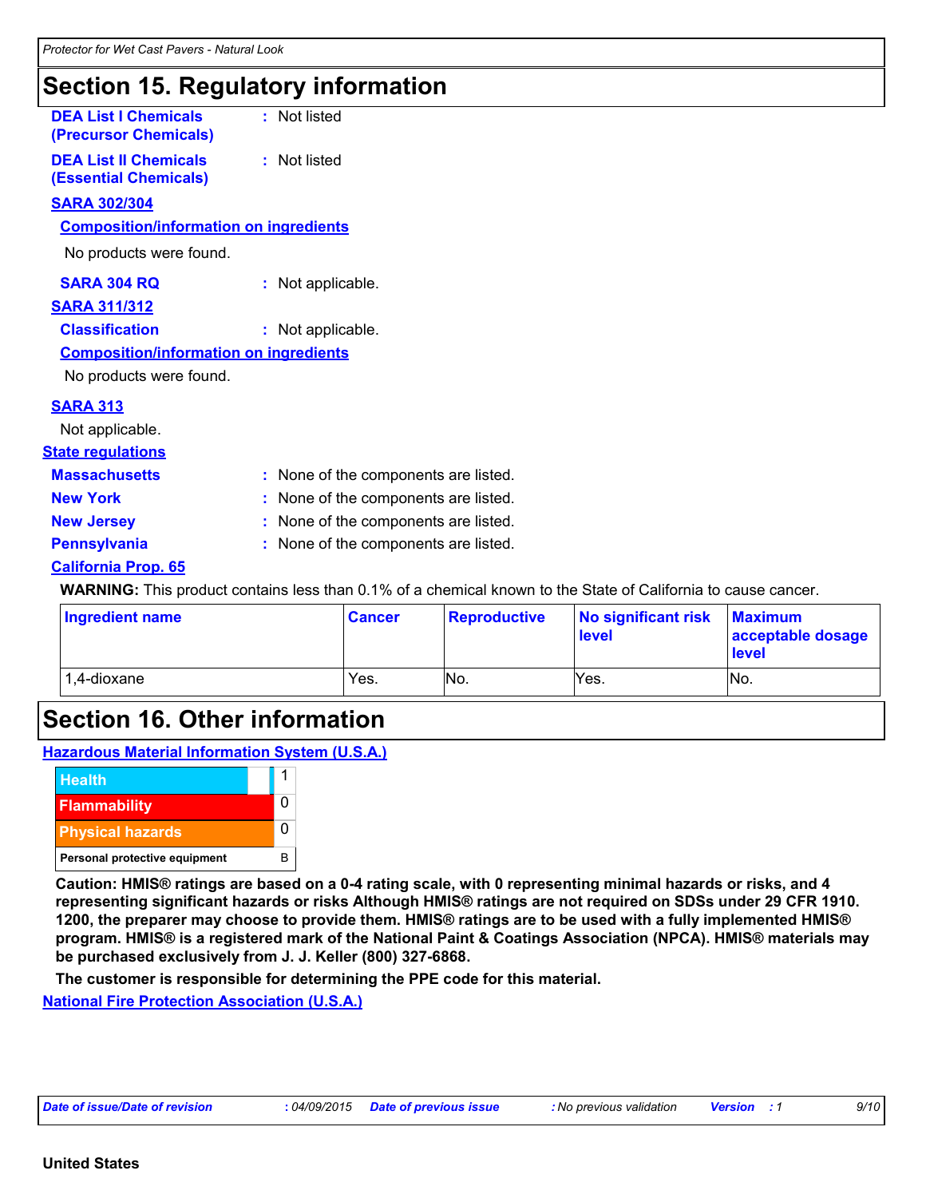## Section 15. Regulatory information

**DEA List I Chemicals (Precursor Chemicals)** : Not listed

**DEA List II Chemicals (Essential Chemicals)** : Not listed

**SARA 302/304**

**Composition/information on ingredients**

No products were found.

**SARA 304 RQ** : Not applicable.

**SARA 311/312**

**Classification** : Not applicable.

**Composition/information on ingredients**

No products were found.

**SARA 313**

Not applicable.

**State regulations**

**Massachusetts** : None of the components are listed.

**New York** : None of the components are listed.

**New Jersey** : None of the components are listed.

**Pennsylvania** : None of the components are listed.

**California Prop. 65**

**WARNING:** This product contains less than 0.1% of a chemical known to the State of California to cause cancer.

| Ingredient name | Cancer | Reproductive | No significant risk level | Maximum acceptable dosage level |
|---|---|---|---|---|
| 1,4-dioxane | Yes. | No. | Yes. | No. |

## Section 16. Other information

**Hazardous Material Information System (U.S.A.)**

| | |
|---|---|
| Health | 1 |
| Flammability | 0 |
| Physical hazards | 0 |
| Personal protective equipment | B |

**Caution: HMIS® ratings are based on a 0-4 rating scale, with 0 representing minimal hazards or risks, and 4 representing significant hazards or risks Although HMIS® ratings are not required on SDSs under 29 CFR 1910. 1200, the preparer may choose to provide them. HMIS® ratings are to be used with a fully implemented HMIS® program. HMIS® is a registered mark of the National Paint & Coatings Association (NPCA). HMIS® materials may be purchased exclusively from J. J. Keller (800) 327-6868.**

**The customer is responsible for determining the PPE code for this material.**

**National Fire Protection Association (U.S.A.)**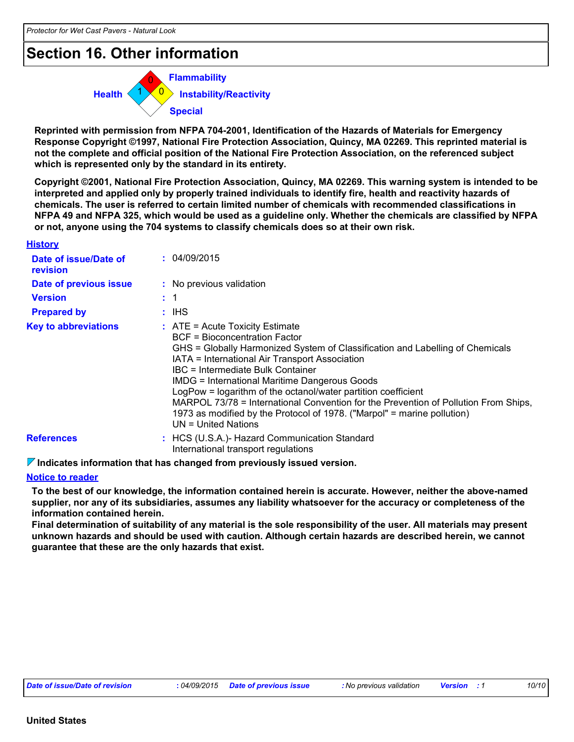# Section 16. Other information

Flammability 0

Health 1

Instability/Reactivity 0

Special

**Reprinted with permission from NFPA 704-2001, Identification of the Hazards of Materials for Emergency Response Copyright ©1997, National Fire Protection Association, Quincy, MA 02269. This reprinted material is not the complete and official position of the National Fire Protection Association, on the referenced subject which is represented only by the standard in its entirety.**

**Copyright ©2001, National Fire Protection Association, Quincy, MA 02269. This warning system is intended to be interpreted and applied only by properly trained individuals to identify fire, health and reactivity hazards of chemicals. The user is referred to certain limited number of chemicals with recommended classifications in NFPA 49 and NFPA 325, which would be used as a guideline only. Whether the chemicals are classified by NFPA or not, anyone using the 704 systems to classify chemicals does so at their own risk.**

## History

**Date of issue/Date of revision** : 04/09/2015

**Date of previous issue** : No previous validation

**Version** : 1

**Prepared by** : IHS

**Key to abbreviations** :
ATE = Acute Toxicity Estimate
BCF = Bioconcentration Factor
GHS = Globally Harmonized System of Classification and Labelling of Chemicals
IATA = International Air Transport Association
IBC = Intermediate Bulk Container
IMDG = International Maritime Dangerous Goods
LogPow = logarithm of the octanol/water partition coefficient
MARPOL 73/78 = International Convention for the Prevention of Pollution From Ships, 1973 as modified by the Protocol of 1978. ("Marpol" = marine pollution)
UN = United Nations

**References** :
HCS (U.S.A.)- Hazard Communication Standard
International transport regulations

**Indicates information that has changed from previously issued version.**

## Notice to reader

**To the best of our knowledge, the information contained herein is accurate. However, neither the above-named supplier, nor any of its subsidiaries, assumes any liability whatsoever for the accuracy or completeness of the information contained herein.**
**Final determination of suitability of any material is the sole responsibility of the user. All materials may present unknown hazards and should be used with caution. Although certain hazards are described herein, we cannot guarantee that these are the only hazards that exist.**

**United States**